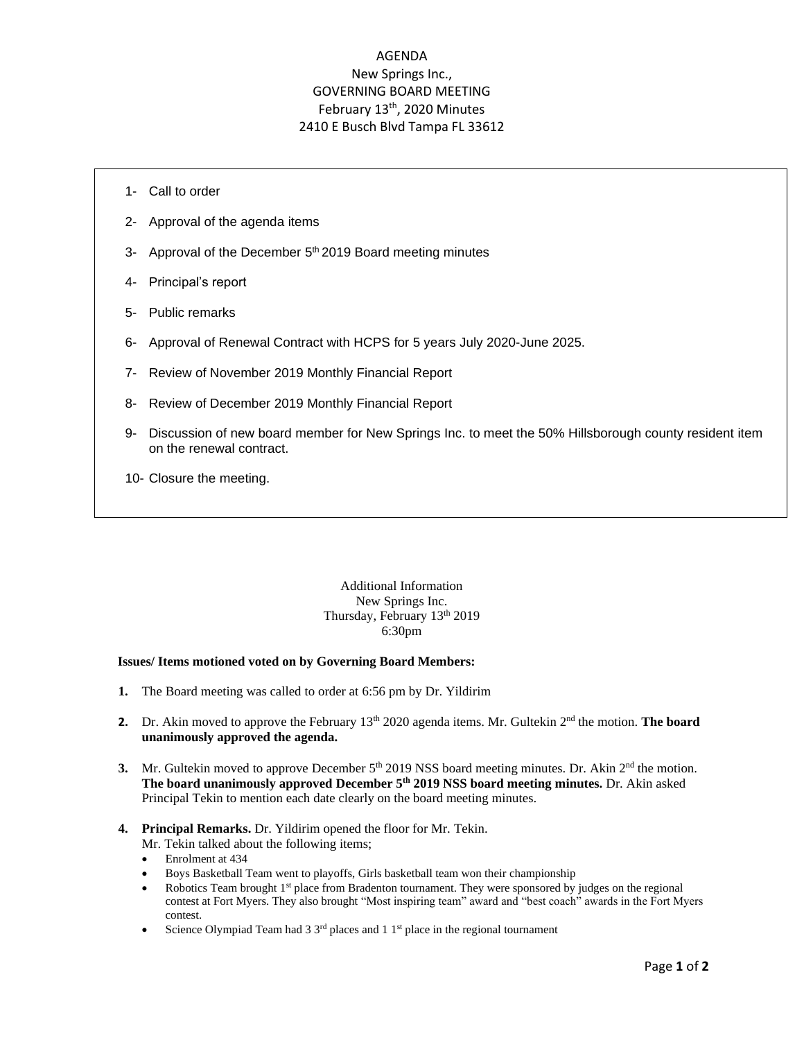# AGENDA

New Springs Inc.,
GOVERNING BOARD MEETING
February 13th, 2020 Minutes
2410 E Busch Blvd Tampa FL 33612

1- Call to order

2- Approval of the agenda items

3- Approval of the December 5th 2019 Board meeting minutes

4- Principal's report

5- Public remarks

6- Approval of Renewal Contract with HCPS for 5 years July 2020-June 2025.

7- Review of November 2019 Monthly Financial Report

8- Review of December 2019 Monthly Financial Report

9- Discussion of new board member for New Springs Inc. to meet the 50% Hillsborough county resident item on the renewal contract.

10- Closure the meeting.

Additional Information
New Springs Inc.
Thursday, February 13th 2019
6:30pm

**Issues/ Items motioned voted on by Governing Board Members:**

1. The Board meeting was called to order at 6:56 pm by Dr. Yildirim

2. Dr. Akin moved to approve the February 13th 2020 agenda items. Mr. Gultekin 2nd the motion. **The board unanimously approved the agenda.**

3. Mr. Gultekin moved to approve December 5th 2019 NSS board meeting minutes. Dr. Akin 2nd the motion. **The board unanimously approved December 5th 2019 NSS board meeting minutes.** Dr. Akin asked Principal Tekin to mention each date clearly on the board meeting minutes.

4. **Principal Remarks.** Dr. Yildirim opened the floor for Mr. Tekin.
   Mr. Tekin talked about the following items;
   - Enrolment at 434
   - Boys Basketball Team went to playoffs, Girls basketball team won their championship
   - Robotics Team brought 1st place from Bradenton tournament. They were sponsored by judges on the regional contest at Fort Myers. They also brought "Most inspiring team" award and "best coach" awards in the Fort Myers contest.
   - Science Olympiad Team had 3 3rd places and 1 1st place in the regional tournament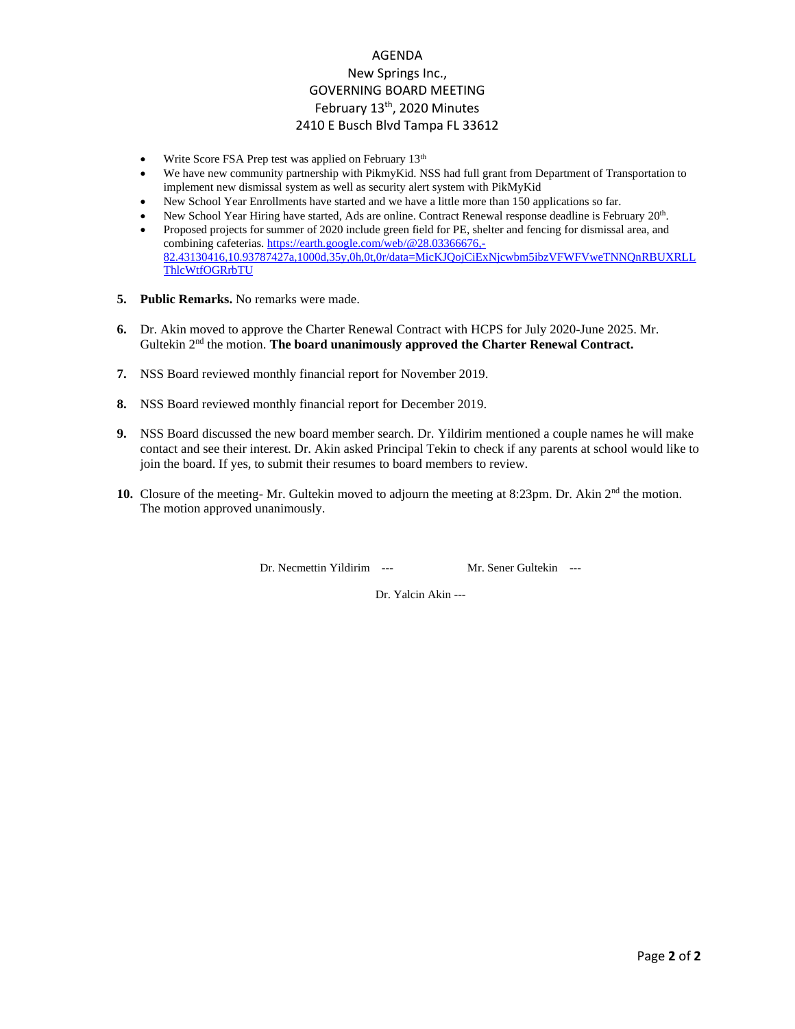# AGENDA

## New Springs Inc.,

## GOVERNING BOARD MEETING

## February 13th, 2020 Minutes

## 2410 E Busch Blvd Tampa FL 33612

- Write Score FSA Prep test was applied on February 13th
- We have new community partnership with PikmyKid. NSS had full grant from Department of Transportation to implement new dismissal system as well as security alert system with PikMyKid
- New School Year Enrollments have started and we have a little more than 150 applications so far.
- New School Year Hiring have started, Ads are online. Contract Renewal response deadline is February 20th.
- Proposed projects for summer of 2020 include green field for PE, shelter and fencing for dismissal area, and combining cafeterias. https://earth.google.com/web/@28.03366676,-82.43130416,10.93787427a,1000d,35y,0h,0t,0r/data=MicKJQojCiExNjcwbm5ibzVFWFVweTNNQnRBUXRLLThlcWtfOGRrbTU

5. **Public Remarks.** No remarks were made.

6. Dr. Akin moved to approve the Charter Renewal Contract with HCPS for July 2020-June 2025. Mr. Gultekin 2nd the motion. **The board unanimously approved the Charter Renewal Contract.**

7. NSS Board reviewed monthly financial report for November 2019.

8. NSS Board reviewed monthly financial report for December 2019.

9. NSS Board discussed the new board member search. Dr. Yildirim mentioned a couple names he will make contact and see their interest. Dr. Akin asked Principal Tekin to check if any parents at school would like to join the board. If yes, to submit their resumes to board members to review.

10. Closure of the meeting- Mr. Gultekin moved to adjourn the meeting at 8:23pm. Dr. Akin 2nd the motion. The motion approved unanimously.

Dr. Necmettin Yildirim --- Mr. Sener Gultekin ---

Dr. Yalcin Akin ---